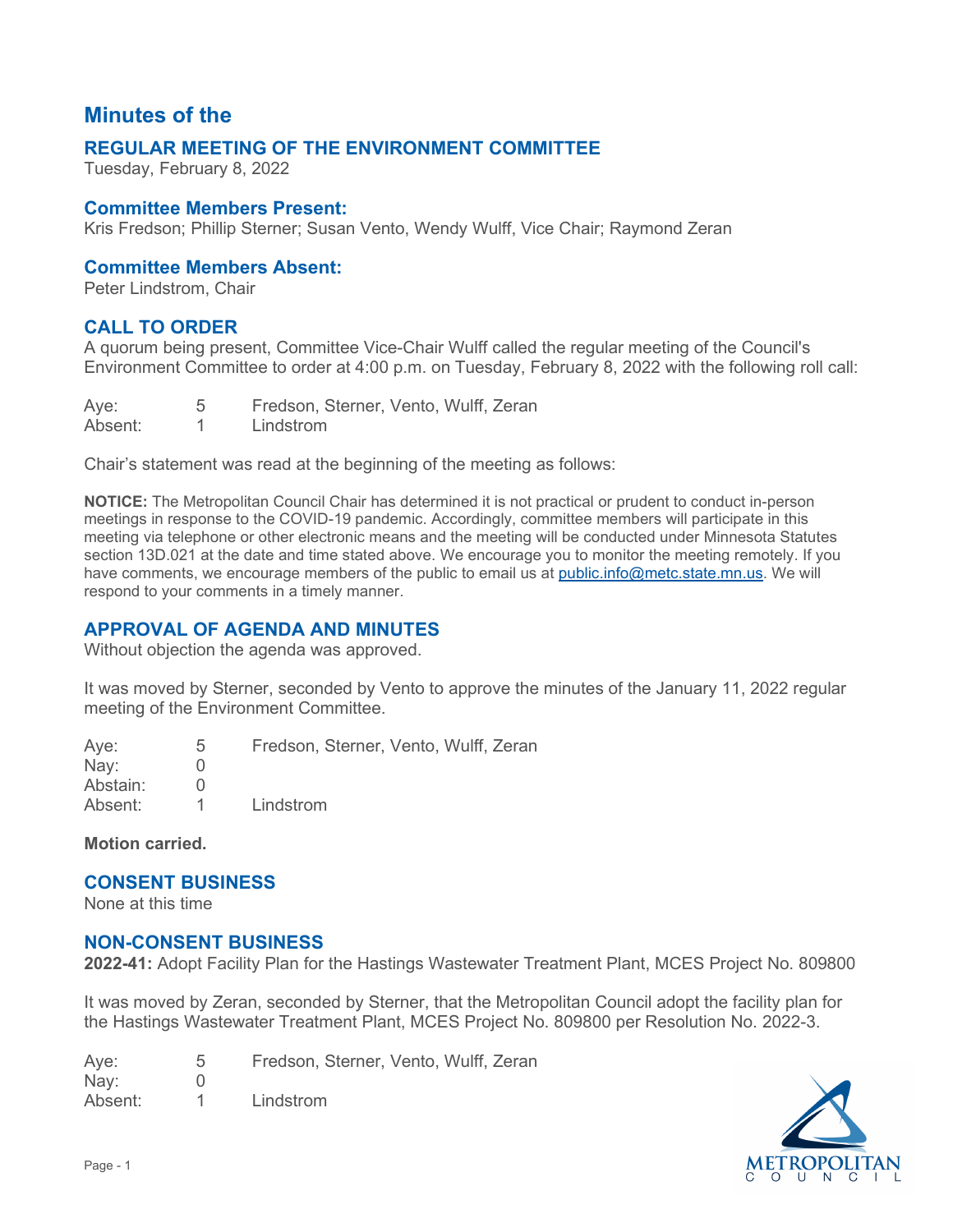# Minutes of the

## REGULAR MEETING OF THE ENVIRONMENT COMMITTEE

Tuesday, February 8, 2022

### Committee Members Present:

Kris Fredson; Phillip Sterner; Susan Vento, Wendy Wulff, Vice Chair; Raymond Zeran

### Committee Members Absent:

Peter Lindstrom, Chair

## CALL TO ORDER

A quorum being present, Committee Vice-Chair Wulff called the regular meeting of the Council's Environment Committee to order at 4:00 p.m. on Tuesday, February 8, 2022 with the following roll call:

| | | |
|---|---|---|
| Aye: | 5 | Fredson, Sterner, Vento, Wulff, Zeran |
| Absent: | 1 | Lindstrom |

Chair's statement was read at the beginning of the meeting as follows:

**NOTICE:** The Metropolitan Council Chair has determined it is not practical or prudent to conduct in-person meetings in response to the COVID-19 pandemic. Accordingly, committee members will participate in this meeting via telephone or other electronic means and the meeting will be conducted under Minnesota Statutes section 13D.021 at the date and time stated above. We encourage you to monitor the meeting remotely. If you have comments, we encourage members of the public to email us at public.info@metc.state.mn.us. We will respond to your comments in a timely manner.

## APPROVAL OF AGENDA AND MINUTES

Without objection the agenda was approved.

It was moved by Sterner, seconded by Vento to approve the minutes of the January 11, 2022 regular meeting of the Environment Committee.

| | | |
|---|---|---|
| Aye: | 5 | Fredson, Sterner, Vento, Wulff, Zeran |
| Nay: | 0 | |
| Abstain: | 0 | |
| Absent: | 1 | Lindstrom |

**Motion carried.**

## CONSENT BUSINESS

None at this time

## NON-CONSENT BUSINESS

**2022-41:** Adopt Facility Plan for the Hastings Wastewater Treatment Plant, MCES Project No. 809800

It was moved by Zeran, seconded by Sterner, that the Metropolitan Council adopt the facility plan for the Hastings Wastewater Treatment Plant, MCES Project No. 809800 per Resolution No. 2022-3.

| | | |
|---|---|---|
| Aye: | 5 | Fredson, Sterner, Vento, Wulff, Zeran |
| Nay: | 0 | |
| Absent: | 1 | Lindstrom |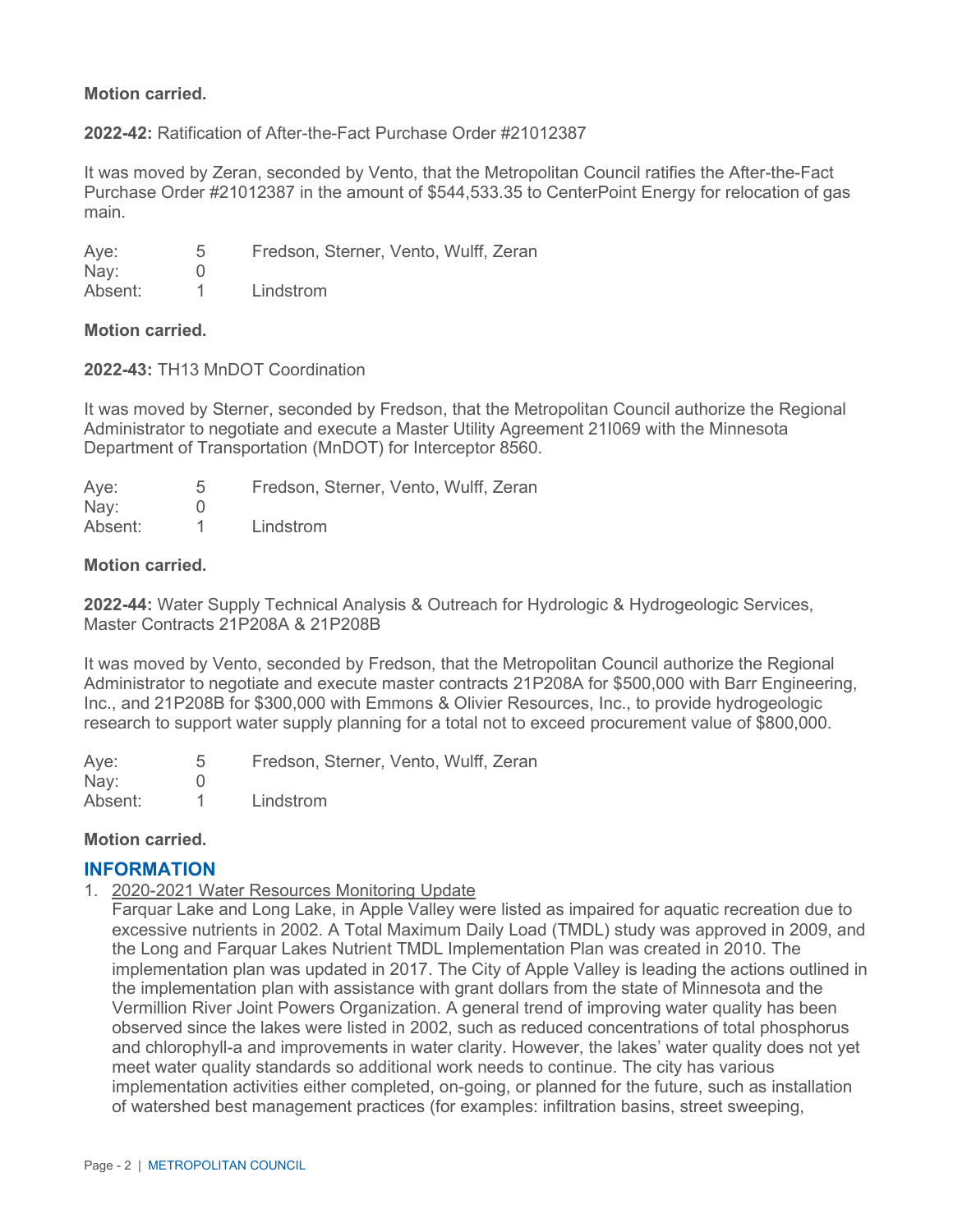**Motion carried.**

**2022-42:** Ratification of After-the-Fact Purchase Order #21012387

It was moved by Zeran, seconded by Vento, that the Metropolitan Council ratifies the After-the-Fact Purchase Order #21012387 in the amount of $544,533.35 to CenterPoint Energy for relocation of gas main.

| | | |
|---|---|---|
| Aye: | 5 | Fredson, Sterner, Vento, Wulff, Zeran |
| Nay: | 0 | |
| Absent: | 1 | Lindstrom |

**Motion carried.**

**2022-43:** TH13 MnDOT Coordination

It was moved by Sterner, seconded by Fredson, that the Metropolitan Council authorize the Regional Administrator to negotiate and execute a Master Utility Agreement 21I069 with the Minnesota Department of Transportation (MnDOT) for Interceptor 8560.

| | | |
|---|---|---|
| Aye: | 5 | Fredson, Sterner, Vento, Wulff, Zeran |
| Nay: | 0 | |
| Absent: | 1 | Lindstrom |

**Motion carried.**

**2022-44:** Water Supply Technical Analysis & Outreach for Hydrologic & Hydrogeologic Services, Master Contracts 21P208A & 21P208B

It was moved by Vento, seconded by Fredson, that the Metropolitan Council authorize the Regional Administrator to negotiate and execute master contracts 21P208A for $500,000 with Barr Engineering, Inc., and 21P208B for $300,000 with Emmons & Olivier Resources, Inc., to provide hydrogeologic research to support water supply planning for a total not to exceed procurement value of $800,000.

| | | |
|---|---|---|
| Aye: | 5 | Fredson, Sterner, Vento, Wulff, Zeran |
| Nay: | 0 | |
| Absent: | 1 | Lindstrom |

**Motion carried.**

## INFORMATION

1. 2020-2021 Water Resources Monitoring Update
   Farquar Lake and Long Lake, in Apple Valley were listed as impaired for aquatic recreation due to excessive nutrients in 2002. A Total Maximum Daily Load (TMDL) study was approved in 2009, and the Long and Farquar Lakes Nutrient TMDL Implementation Plan was created in 2010. The implementation plan was updated in 2017. The City of Apple Valley is leading the actions outlined in the implementation plan with assistance with grant dollars from the state of Minnesota and the Vermillion River Joint Powers Organization. A general trend of improving water quality has been observed since the lakes were listed in 2002, such as reduced concentrations of total phosphorus and chlorophyll-a and improvements in water clarity. However, the lakes' water quality does not yet meet water quality standards so additional work needs to continue. The city has various implementation activities either completed, on-going, or planned for the future, such as installation of watershed best management practices (for examples: infiltration basins, street sweeping,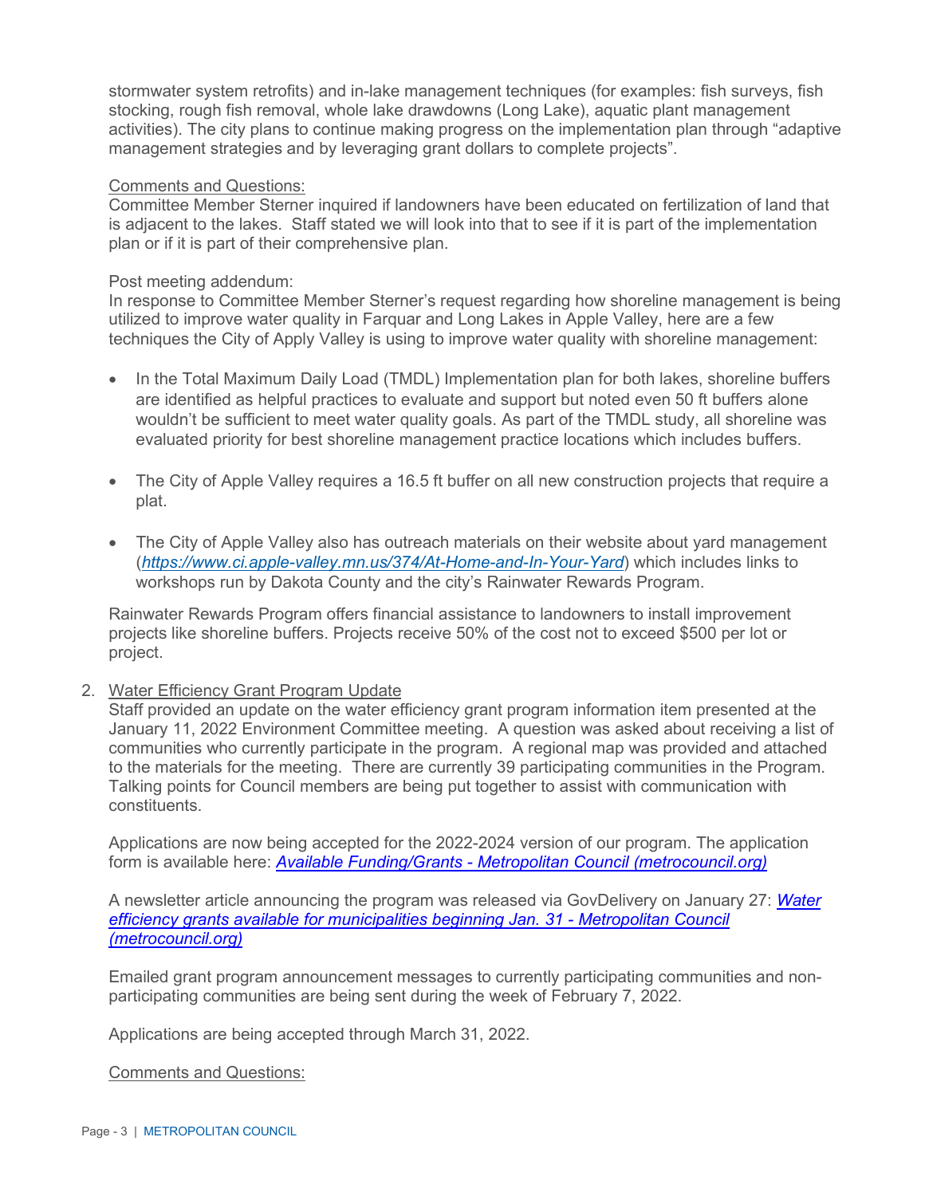stormwater system retrofits) and in-lake management techniques (for examples: fish surveys, fish stocking, rough fish removal, whole lake drawdowns (Long Lake), aquatic plant management activities). The city plans to continue making progress on the implementation plan through "adaptive management strategies and by leveraging grant dollars to complete projects".

Comments and Questions:

Committee Member Sterner inquired if landowners have been educated on fertilization of land that is adjacent to the lakes. Staff stated we will look into that to see if it is part of the implementation plan or if it is part of their comprehensive plan.

Post meeting addendum:

In response to Committee Member Sterner's request regarding how shoreline management is being utilized to improve water quality in Farquar and Long Lakes in Apple Valley, here are a few techniques the City of Apply Valley is using to improve water quality with shoreline management:

- In the Total Maximum Daily Load (TMDL) Implementation plan for both lakes, shoreline buffers are identified as helpful practices to evaluate and support but noted even 50 ft buffers alone wouldn't be sufficient to meet water quality goals. As part of the TMDL study, all shoreline was evaluated priority for best shoreline management practice locations which includes buffers.

- The City of Apple Valley requires a 16.5 ft buffer on all new construction projects that require a plat.

- The City of Apple Valley also has outreach materials on their website about yard management (*https://www.ci.apple-valley.mn.us/374/At-Home-and-In-Your-Yard*) which includes links to workshops run by Dakota County and the city's Rainwater Rewards Program.

Rainwater Rewards Program offers financial assistance to landowners to install improvement projects like shoreline buffers. Projects receive 50% of the cost not to exceed $500 per lot or project.

2. Water Efficiency Grant Program Update

   Staff provided an update on the water efficiency grant program information item presented at the January 11, 2022 Environment Committee meeting. A question was asked about receiving a list of communities who currently participate in the program. A regional map was provided and attached to the materials for the meeting. There are currently 39 participating communities in the Program. Talking points for Council members are being put together to assist with communication with constituents.

   Applications are now being accepted for the 2022-2024 version of our program. The application form is available here: *Available Funding/Grants - Metropolitan Council (metrocouncil.org)*

   A newsletter article announcing the program was released via GovDelivery on January 27: *Water efficiency grants available for municipalities beginning Jan. 31 - Metropolitan Council (metrocouncil.org)*

   Emailed grant program announcement messages to currently participating communities and non-participating communities are being sent during the week of February 7, 2022.

   Applications are being accepted through March 31, 2022.

   Comments and Questions: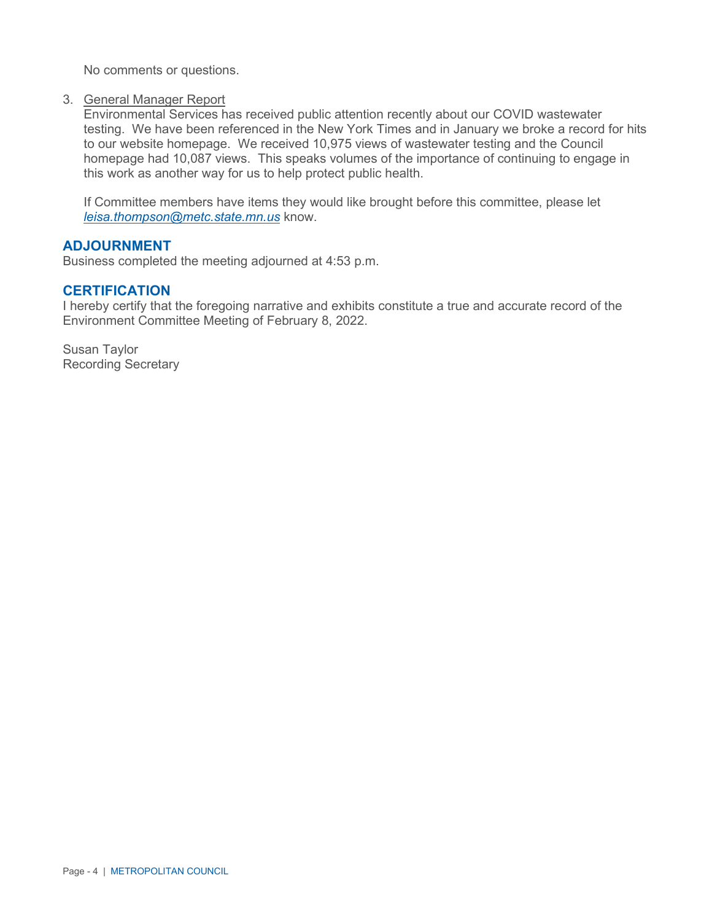No comments or questions.

3. General Manager Report

   Environmental Services has received public attention recently about our COVID wastewater testing. We have been referenced in the New York Times and in January we broke a record for hits to our website homepage. We received 10,975 views of wastewater testing and the Council homepage had 10,087 views. This speaks volumes of the importance of continuing to engage in this work as another way for us to help protect public health.

   If Committee members have items they would like brought before this committee, please let *leisa.thompson@metc.state.mn.us* know.

## ADJOURNMENT

Business completed the meeting adjourned at 4:53 p.m.

## CERTIFICATION

I hereby certify that the foregoing narrative and exhibits constitute a true and accurate record of the Environment Committee Meeting of February 8, 2022.

Susan Taylor
Recording Secretary